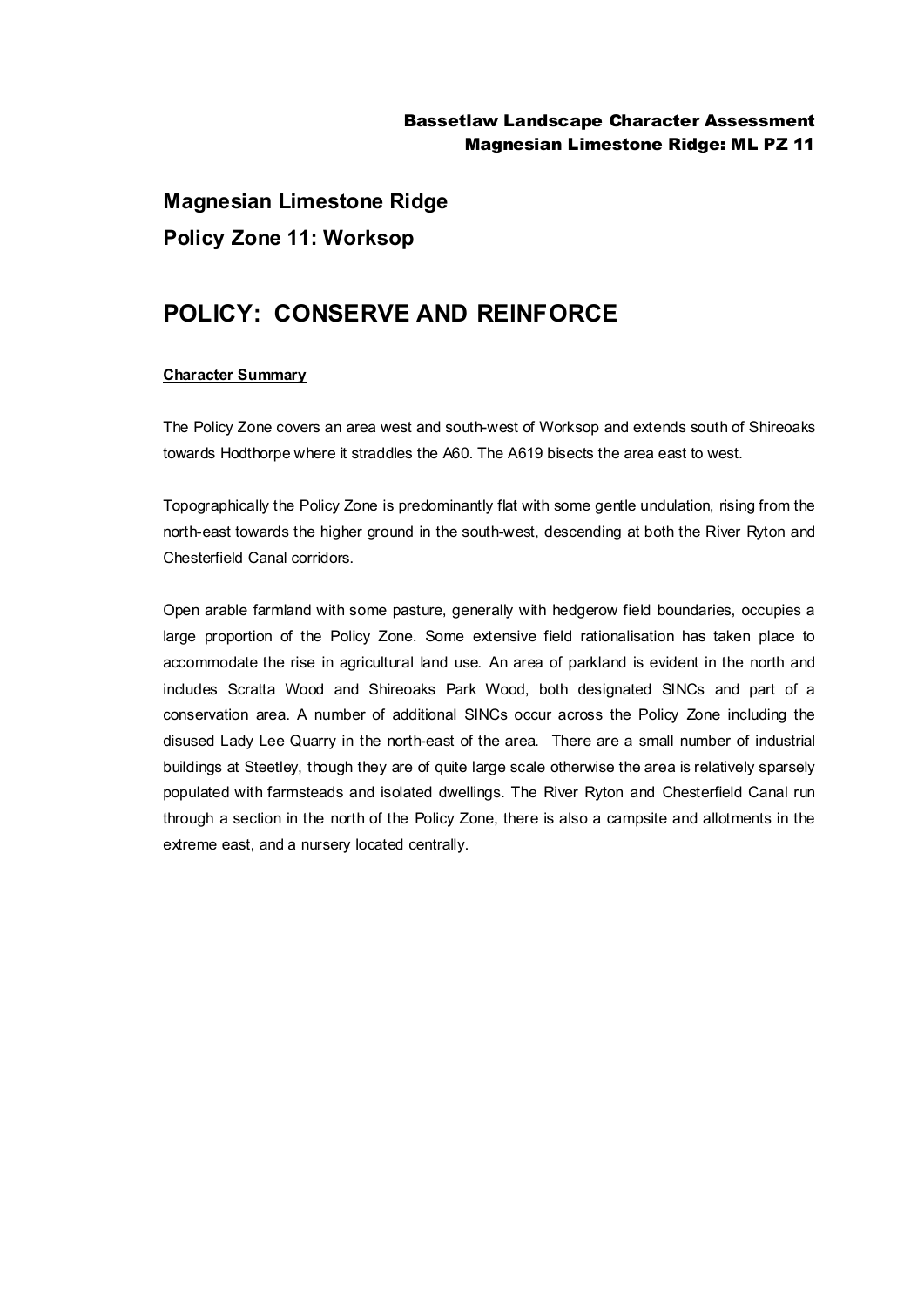## Magnesian Limestone Ridge

## Policy Zone 11: Worksop

# POLICY: CONSERVE AND REINFORCE

**Character Summary**

The Policy Zone covers an area west and south-west of Worksop and extends south of Shireoaks towards Hodthorpe where it straddles the A60. The A619 bisects the area east to west.

Topographically the Policy Zone is predominantly flat with some gentle undulation, rising from the north-east towards the higher ground in the south-west, descending at both the River Ryton and Chesterfield Canal corridors.

Open arable farmland with some pasture, generally with hedgerow field boundaries, occupies a large proportion of the Policy Zone. Some extensive field rationalisation has taken place to accommodate the rise in agricultural land use. An area of parkland is evident in the north and includes Scratta Wood and Shireoaks Park Wood, both designated SINCs and part of a conservation area. A number of additional SINCs occur across the Policy Zone including the disused Lady Lee Quarry in the north-east of the area. There are a small number of industrial buildings at Steetley, though they are of quite large scale otherwise the area is relatively sparsely populated with farmsteads and isolated dwellings. The River Ryton and Chesterfield Canal run through a section in the north of the Policy Zone, there is also a campsite and allotments in the extreme east, and a nursery located centrally.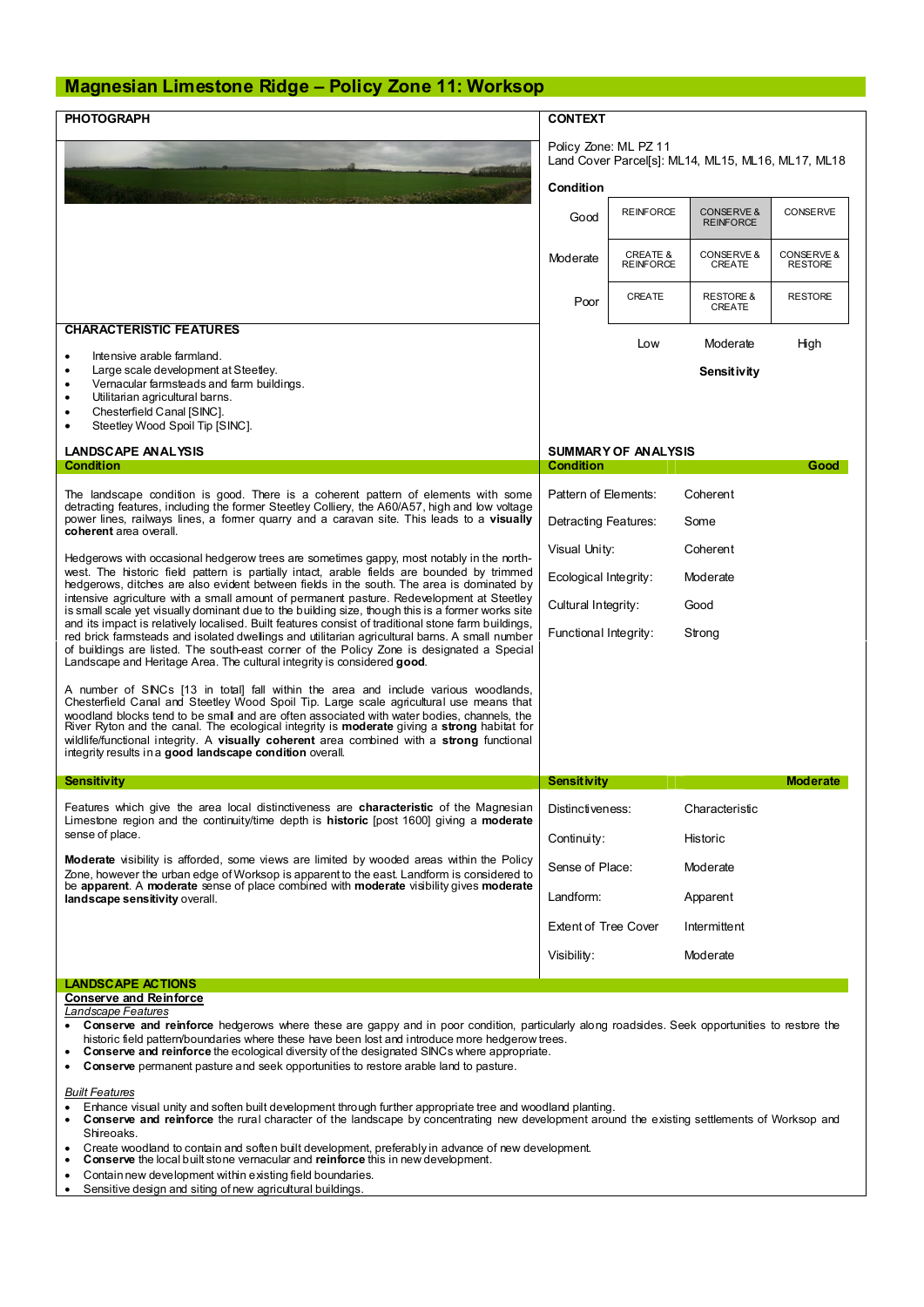# Magnesian Limestone Ridge – Policy Zone 11: Worksop

## PHOTOGRAPH

## CONTEXT

Policy Zone: ML PZ 11
Land Cover Parcel[s]: ML14, ML15, ML16, ML17, ML18

**Condition**

| | | | |
|---|---|---|---|
| Good | REINFORCE | CONSERVE & REINFORCE | CONSERVE |
| Moderate | CREATE & REINFORCE | CONSERVE & CREATE | CONSERVE & RESTORE |
| Poor | CREATE | RESTORE & CREATE | RESTORE |
| | Low | Moderate | High |

**Sensitivity**

## CHARACTERISTIC FEATURES

- Intensive arable farmland.
- Large scale development at Steetley.
- Vernacular farmsteads and farm buildings.
- Utilitarian agricultural barns.
- Chesterfield Canal [SINC].
- Steetley Wood Spoil Tip [SINC].

## LANDSCAPE ANALYSIS

### Condition

The landscape condition is good. There is a coherent pattern of elements with some detracting features, including the former Steetley Colliery, the A60/A57, high and low voltage power lines, railways lines, a former quarry and a caravan site. This leads to a **visually coherent** area overall.

Hedgerows with occasional hedgerow trees are sometimes gappy, most notably in the north-west. The historic field pattern is partially intact, arable fields are bounded by trimmed hedgerows, ditches are also evident between fields in the south. The area is dominated by intensive agriculture with a small amount of permanent pasture. Redevelopment at Steetley is small scale yet visually dominant due to the building size, though this is a former works site and its impact is relatively localised. Built features consist of traditional stone farm buildings, red brick farmsteads and isolated dwellings and utilitarian agricultural barns. A small number of buildings are listed. The south-east corner of the Policy Zone is designated a Special Landscape and Heritage Area. The cultural integrity is considered **good**.

A number of SINCs [13 in total] fall within the area and include various woodlands, Chesterfield Canal and Steetley Wood Spoil Tip. Large scale agricultural use means that woodland blocks tend to be small and are often associated with water bodies, channels, the River Ryton and the canal. The ecological integrity is **moderate** giving a **strong** habitat for wildlife/functional integrity. A **visually coherent** area combined with a **strong** functional integrity results in a **good landscape condition** overall.

## SUMMARY OF ANALYSIS

| Condition | Good |
|---|---|
| Pattern of Elements: | Coherent |
| Detracting Features: | Some |
| Visual Unity: | Coherent |
| Ecological Integrity: | Moderate |
| Cultural Integrity: | Good |
| Functional Integrity: | Strong |

### Sensitivity

Features which give the area local distinctiveness are **characteristic** of the Magnesian Limestone region and the continuity/time depth is **historic** [post 1600] giving a **moderate** sense of place.

**Moderate** visibility is afforded, some views are limited by wooded areas within the Policy Zone, however the urban edge of Worksop is apparent to the east. Landform is considered to be **apparent**. A **moderate** sense of place combined with **moderate** visibility gives **moderate landscape sensitivity** overall.

| Sensitivity | Moderate |
|---|---|
| Distinctiveness: | Characteristic |
| Continuity: | Historic |
| Sense of Place: | Moderate |
| Landform: | Apparent |
| Extent of Tree Cover | Intermittent |
| Visibility: | Moderate |

## LANDSCAPE ACTIONS

**Conserve and Reinforce**

*Landscape Features*

- **Conserve and reinforce** hedgerows where these are gappy and in poor condition, particularly along roadsides. Seek opportunities to restore the historic field pattern/boundaries where these have been lost and introduce more hedgerow trees.
- **Conserve and reinforce** the ecological diversity of the designated SINCs where appropriate.
- **Conserve** permanent pasture and seek opportunities to restore arable land to pasture.

*Built Features*

- Enhance visual unity and soften built development through further appropriate tree and woodland planting.
- **Conserve and reinforce** the rural character of the landscape by concentrating new development around the existing settlements of Worksop and Shireoaks.
- Create woodland to contain and soften built development, preferably in advance of new development.
- **Conserve** the local built stone vernacular and **reinforce** this in new development.
- Contain new development within existing field boundaries.
- Sensitive design and siting of new agricultural buildings.